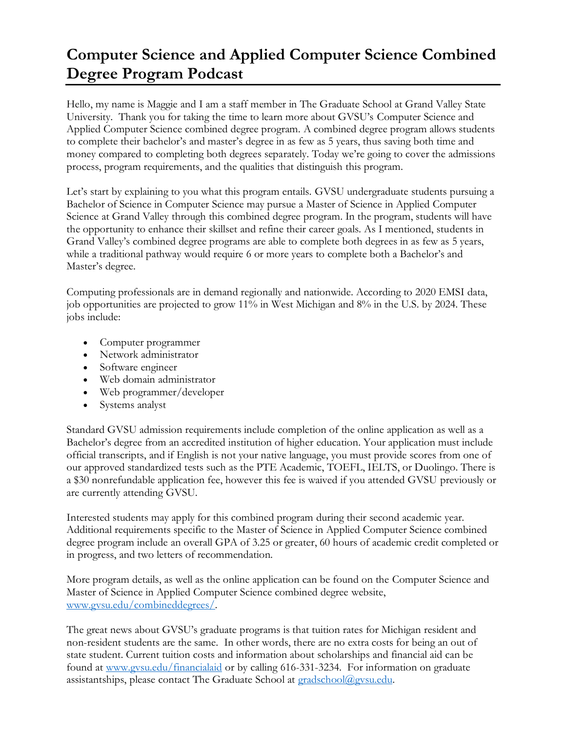# Computer Science and Applied Computer Science Combined Degree Program Podcast

Hello, my name is Maggie and I am a staff member in The Graduate School at Grand Valley State University. Thank you for taking the time to learn more about GVSU's Computer Science and Applied Computer Science combined degree program. A combined degree program allows students to complete their bachelor's and master's degree in as few as 5 years, thus saving both time and money compared to completing both degrees separately. Today we're going to cover the admissions process, program requirements, and the qualities that distinguish this program.

Let's start by explaining to you what this program entails. GVSU undergraduate students pursuing a Bachelor of Science in Computer Science may pursue a Master of Science in Applied Computer Science at Grand Valley through this combined degree program. In the program, students will have the opportunity to enhance their skillset and refine their career goals. As I mentioned, students in Grand Valley's combined degree programs are able to complete both degrees in as few as 5 years, while a traditional pathway would require 6 or more years to complete both a Bachelor's and Master's degree.

Computing professionals are in demand regionally and nationwide. According to 2020 EMSI data, job opportunities are projected to grow 11% in West Michigan and 8% in the U.S. by 2024. These jobs include:

- Computer programmer
- Network administrator
- Software engineer
- Web domain administrator
- Web programmer/developer
- Systems analyst

Standard GVSU admission requirements include completion of the online application as well as a Bachelor's degree from an accredited institution of higher education. Your application must include official transcripts, and if English is not your native language, you must provide scores from one of our approved standardized tests such as the PTE Academic, TOEFL, IELTS, or Duolingo. There is a $30 nonrefundable application fee, however this fee is waived if you attended GVSU previously or are currently attending GVSU.

Interested students may apply for this combined program during their second academic year. Additional requirements specific to the Master of Science in Applied Computer Science combined degree program include an overall GPA of 3.25 or greater, 60 hours of academic credit completed or in progress, and two letters of recommendation.

More program details, as well as the online application can be found on the Computer Science and Master of Science in Applied Computer Science combined degree website, [www.gvsu.edu/combineddegrees/](www.gvsu.edu/combineddegrees/).

The great news about GVSU's graduate programs is that tuition rates for Michigan resident and non-resident students are the same. In other words, there are no extra costs for being an out of state student. Current tuition costs and information about scholarships and financial aid can be found at [www.gvsu.edu/financialaid](www.gvsu.edu/financialaid) or by calling 616-331-3234. For information on graduate assistantships, please contact The Graduate School at [gradschool@gvsu.edu](mailto:gradschool@gvsu.edu).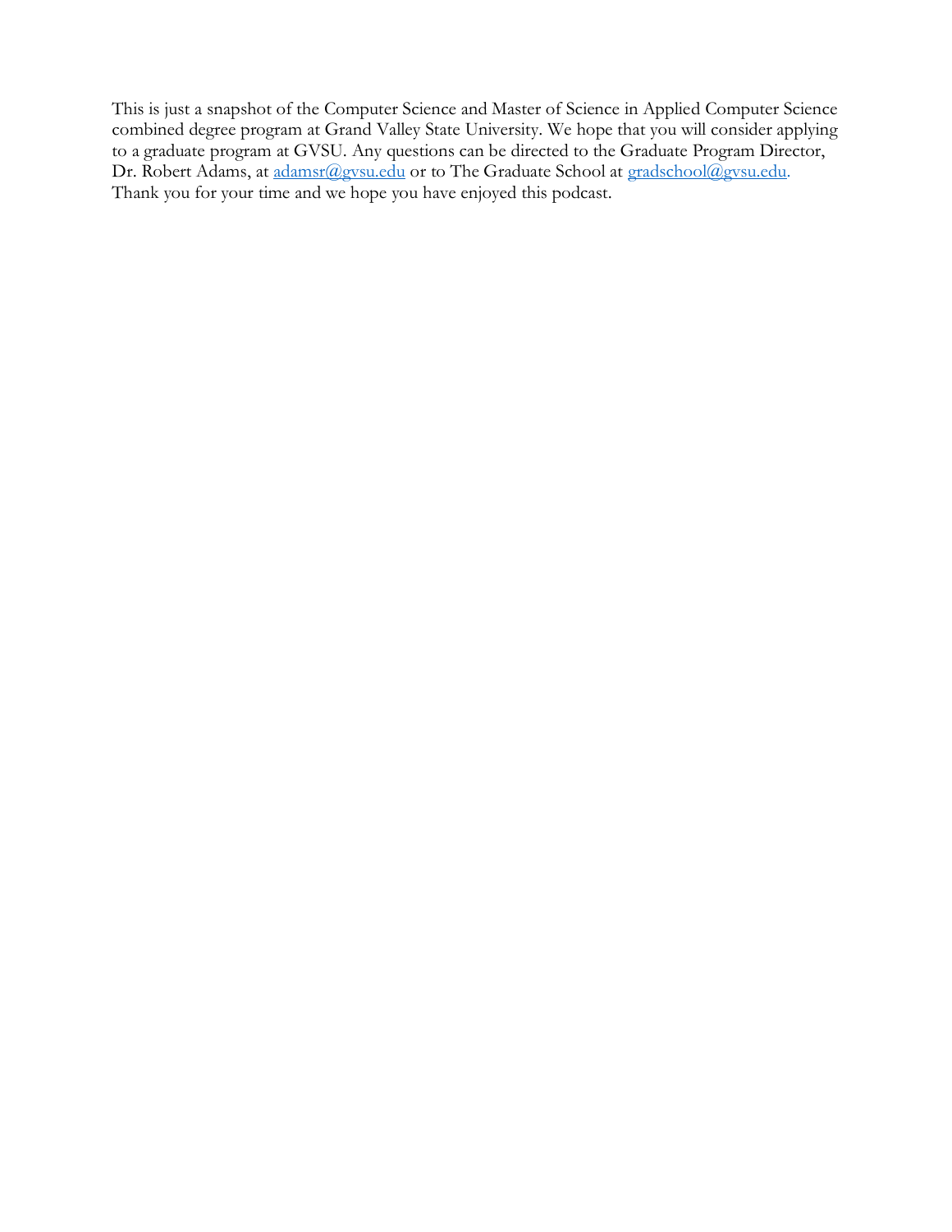This is just a snapshot of the Computer Science and Master of Science in Applied Computer Science combined degree program at Grand Valley State University. We hope that you will consider applying to a graduate program at GVSU. Any questions can be directed to the Graduate Program Director, Dr. Robert Adams, at [adamsr@gvsu.edu](mailto:adamsr@gvsu.edu) or to The Graduate School at [gradschool@gvsu.edu](mailto:gradschool@gvsu.edu). Thank you for your time and we hope you have enjoyed this podcast.